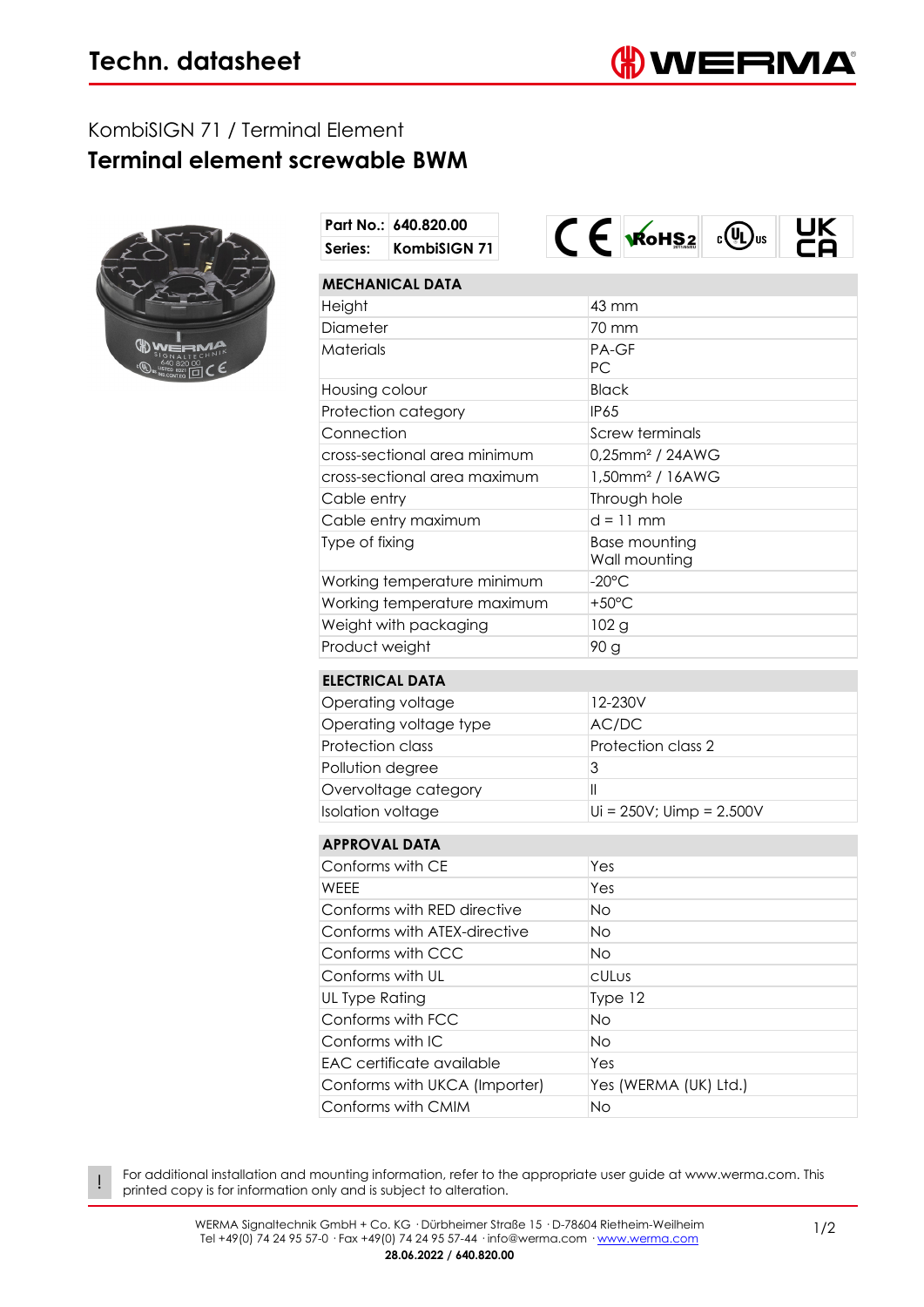# Techn. datasheet

KombiSIGN 71 / Terminal Element

## Terminal element screwable BWM

| Part No.: | 640.820.00 |
|---|---|
| Series: | KombiSIGN 71 |

| MECHANICAL DATA | |
|---|---|
| Height | 43 mm |
| Diameter | 70 mm |
| Materials | PA-GF<br>PC |
| Housing colour | Black |
| Protection category | IP65 |
| Connection | Screw terminals |
| cross-sectional area minimum | 0,25mm² / 24AWG |
| cross-sectional area maximum | 1,50mm² / 16AWG |
| Cable entry | Through hole |
| Cable entry maximum | d = 11 mm |
| Type of fixing | Base mounting<br>Wall mounting |
| Working temperature minimum | -20°C |
| Working temperature maximum | +50°C |
| Weight with packaging | 102 g |
| Product weight | 90 g |

| ELECTRICAL DATA | |
|---|---|
| Operating voltage | 12-230V |
| Operating voltage type | AC/DC |
| Protection class | Protection class 2 |
| Pollution degree | 3 |
| Overvoltage category | II |
| Isolation voltage | Ui = 250V; Uimp = 2.500V |

| APPROVAL DATA | |
|---|---|
| Conforms with CE | Yes |
| WEEE | Yes |
| Conforms with RED directive | No |
| Conforms with ATEX-directive | No |
| Conforms with CCC | No |
| Conforms with UL | cULus |
| UL Type Rating | Type 12 |
| Conforms with FCC | No |
| Conforms with IC | No |
| EAC certificate available | Yes |
| Conforms with UKCA (Importer) | Yes (WERMA (UK) Ltd.) |
| Conforms with CMIM | No |

! For additional installation and mounting information, refer to the appropriate user guide at www.werma.com. This printed copy is for information only and is subject to alteration.

WERMA Signaltechnik GmbH + Co. KG · Dürbheimer Straße 15 · D-78604 Rietheim-Weilheim
Tel +49(0) 74 24 95 57-0 · Fax +49(0) 74 24 95 57-44 · info@werma.com · www.werma.com

**28.06.2022 / 640.820.00**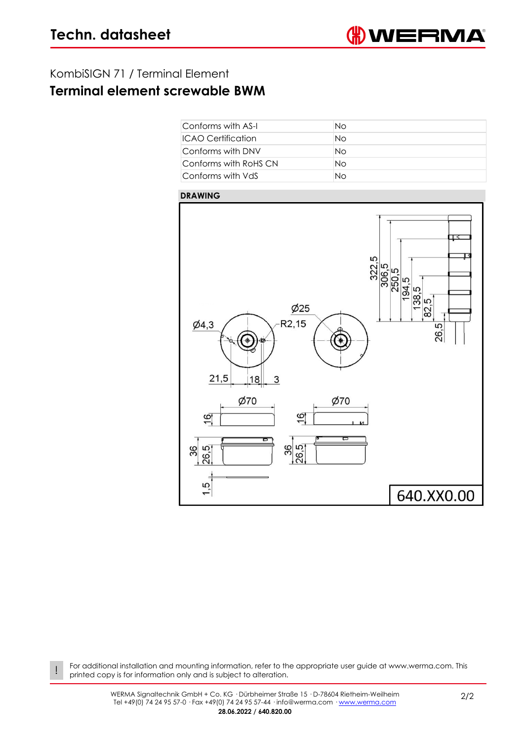# Techn. datasheet

KombiSIGN 71 / Terminal Element

## Terminal element screwable BWM

| | |
|---|---|
| Conforms with AS-I | No |
| ICAO Certification | No |
| Conforms with DNV | No |
| Conforms with RoHS CN | No |
| Conforms with VdS | No |

**DRAWING**

322,5
306,5
250,5
194,5
138,5
82,5
26,5
Ø25
Ø4,3
R2,15
21,5
18
3
Ø70
Ø70
16
16
36
26,5
36
26,5
1,5
640.XX0.00

! For additional installation and mounting information, refer to the appropriate user guide at www.werma.com. This printed copy is for information only and is subject to alteration.

WERMA Signaltechnik GmbH + Co. KG · Dürbheimer Straße 15 · D-78604 Rietheim-Weilheim
Tel +49(0) 74 24 95 57-0 · Fax +49(0) 74 24 95 57-44 · info@werma.com · www.werma.com
**28.06.2022 / 640.820.00**